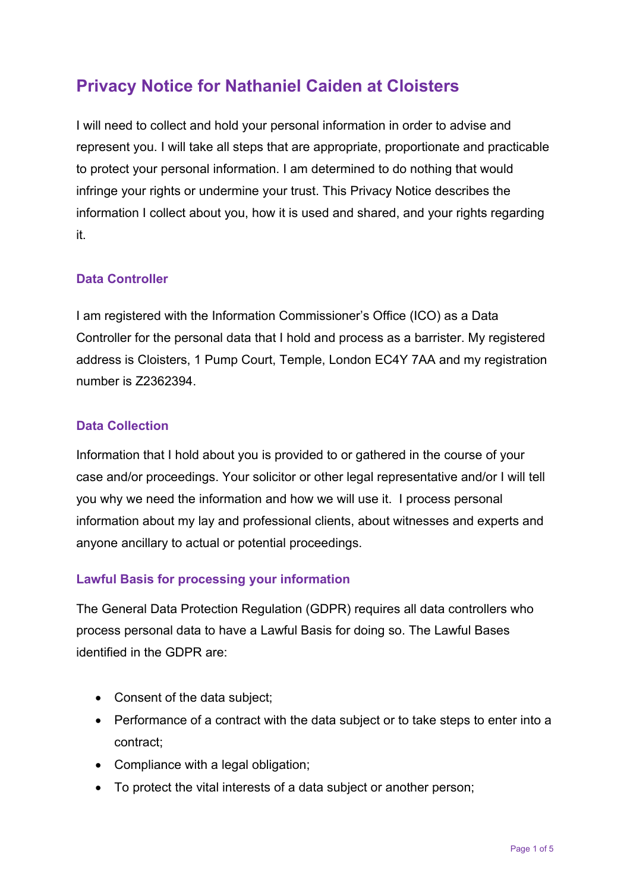# Privacy Notice for Nathaniel Caiden at Cloisters

I will need to collect and hold your personal information in order to advise and represent you. I will take all steps that are appropriate, proportionate and practicable to protect your personal information. I am determined to do nothing that would infringe your rights or undermine your trust. This Privacy Notice describes the information I collect about you, how it is used and shared, and your rights regarding it.

## Data Controller

I am registered with the Information Commissioner's Office (ICO) as a Data Controller for the personal data that I hold and process as a barrister. My registered address is Cloisters, 1 Pump Court, Temple, London EC4Y 7AA and my registration number is Z2362394.

## Data Collection

Information that I hold about you is provided to or gathered in the course of your case and/or proceedings. Your solicitor or other legal representative and/or I will tell you why we need the information and how we will use it. I process personal information about my lay and professional clients, about witnesses and experts and anyone ancillary to actual or potential proceedings.

## Lawful Basis for processing your information

The General Data Protection Regulation (GDPR) requires all data controllers who process personal data to have a Lawful Basis for doing so. The Lawful Bases identified in the GDPR are:

- Consent of the data subject;
- Performance of a contract with the data subject or to take steps to enter into a contract;
- Compliance with a legal obligation;
- To protect the vital interests of a data subject or another person;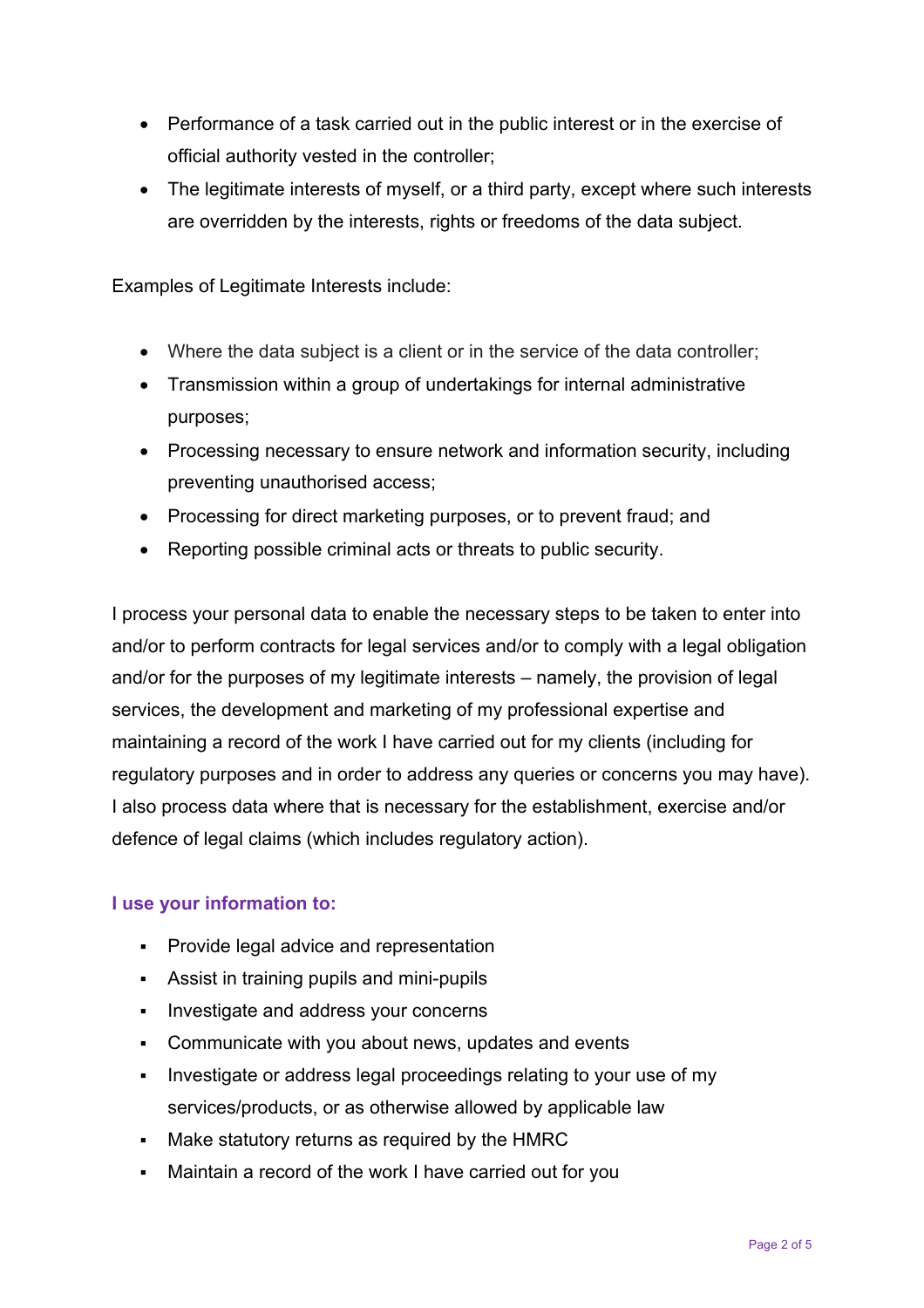- Performance of a task carried out in the public interest or in the exercise of official authority vested in the controller;
- The legitimate interests of myself, or a third party, except where such interests are overridden by the interests, rights or freedoms of the data subject.

Examples of Legitimate Interests include:

- Where the data subject is a client or in the service of the data controller;
- Transmission within a group of undertakings for internal administrative purposes;
- Processing necessary to ensure network and information security, including preventing unauthorised access;
- Processing for direct marketing purposes, or to prevent fraud; and
- Reporting possible criminal acts or threats to public security.

I process your personal data to enable the necessary steps to be taken to enter into and/or to perform contracts for legal services and/or to comply with a legal obligation and/or for the purposes of my legitimate interests – namely, the provision of legal services, the development and marketing of my professional expertise and maintaining a record of the work I have carried out for my clients (including for regulatory purposes and in order to address any queries or concerns you may have). I also process data where that is necessary for the establishment, exercise and/or defence of legal claims (which includes regulatory action).

### I use your information to:

- Provide legal advice and representation
- Assist in training pupils and mini-pupils
- Investigate and address your concerns
- Communicate with you about news, updates and events
- Investigate or address legal proceedings relating to your use of my services/products, or as otherwise allowed by applicable law
- Make statutory returns as required by the HMRC
- Maintain a record of the work I have carried out for you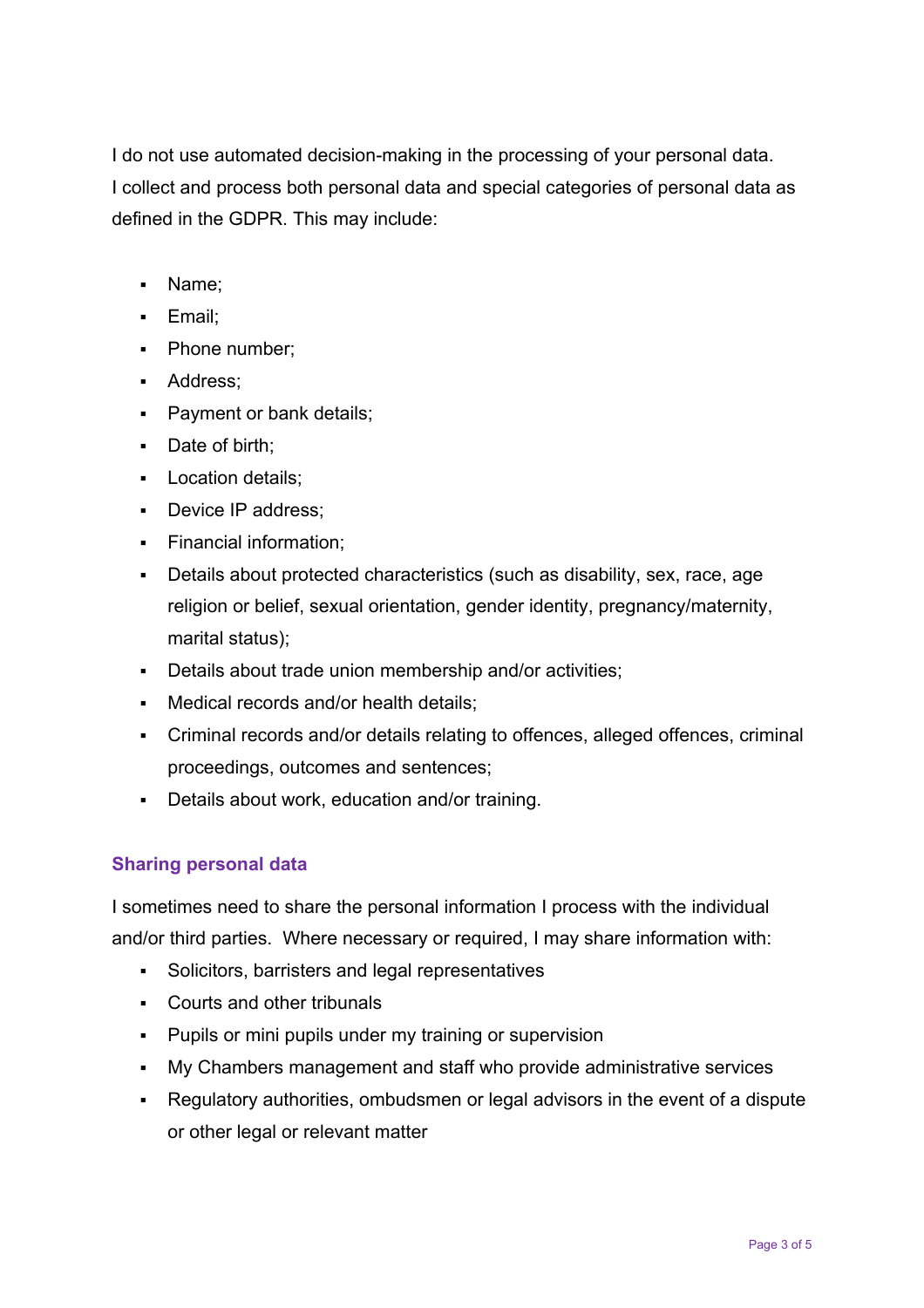I do not use automated decision-making in the processing of your personal data.
I collect and process both personal data and special categories of personal data as defined in the GDPR. This may include:

- Name;
- Email;
- Phone number;
- Address;
- Payment or bank details;
- Date of birth;
- Location details;
- Device IP address;
- Financial information;
- Details about protected characteristics (such as disability, sex, race, age religion or belief, sexual orientation, gender identity, pregnancy/maternity, marital status);
- Details about trade union membership and/or activities;
- Medical records and/or health details;
- Criminal records and/or details relating to offences, alleged offences, criminal proceedings, outcomes and sentences;
- Details about work, education and/or training.

## Sharing personal data

I sometimes need to share the personal information I process with the individual and/or third parties. Where necessary or required, I may share information with:

- Solicitors, barristers and legal representatives
- Courts and other tribunals
- Pupils or mini pupils under my training or supervision
- My Chambers management and staff who provide administrative services
- Regulatory authorities, ombudsmen or legal advisors in the event of a dispute or other legal or relevant matter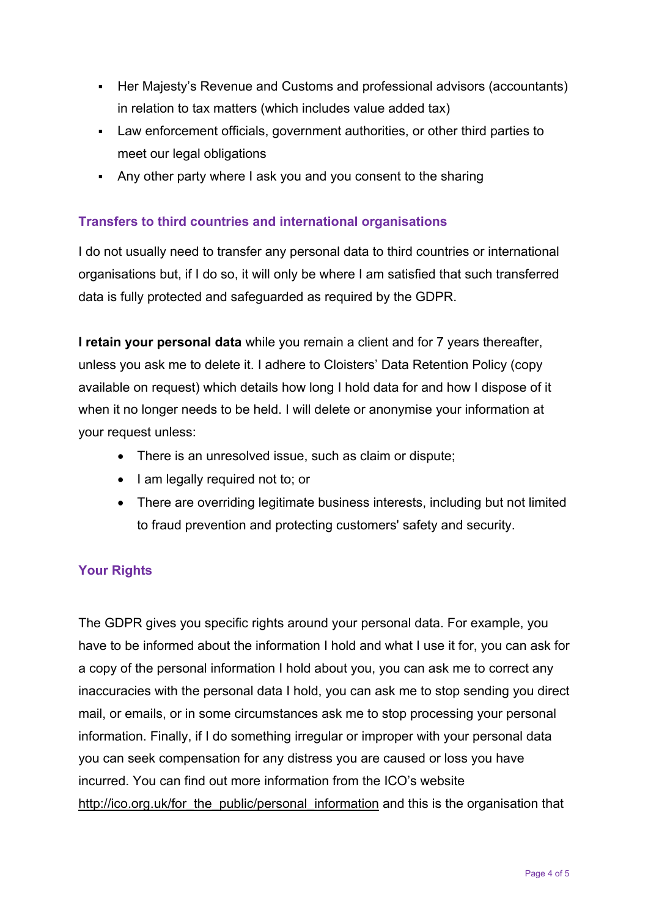- Her Majesty's Revenue and Customs and professional advisors (accountants) in relation to tax matters (which includes value added tax)
- Law enforcement officials, government authorities, or other third parties to meet our legal obligations
- Any other party where I ask you and you consent to the sharing

## Transfers to third countries and international organisations

I do not usually need to transfer any personal data to third countries or international organisations but, if I do so, it will only be where I am satisfied that such transferred data is fully protected and safeguarded as required by the GDPR.

**I retain your personal data** while you remain a client and for 7 years thereafter, unless you ask me to delete it. I adhere to Cloisters' Data Retention Policy (copy available on request) which details how long I hold data for and how I dispose of it when it no longer needs to be held. I will delete or anonymise your information at your request unless:

- There is an unresolved issue, such as claim or dispute;
- I am legally required not to; or
- There are overriding legitimate business interests, including but not limited to fraud prevention and protecting customers' safety and security.

## Your Rights

The GDPR gives you specific rights around your personal data. For example, you have to be informed about the information I hold and what I use it for, you can ask for a copy of the personal information I hold about you, you can ask me to correct any inaccuracies with the personal data I hold, you can ask me to stop sending you direct mail, or emails, or in some circumstances ask me to stop processing your personal information. Finally, if I do something irregular or improper with your personal data you can seek compensation for any distress you are caused or loss you have incurred. You can find out more information from the ICO's website http://ico.org.uk/for_the_public/personal_information and this is the organisation that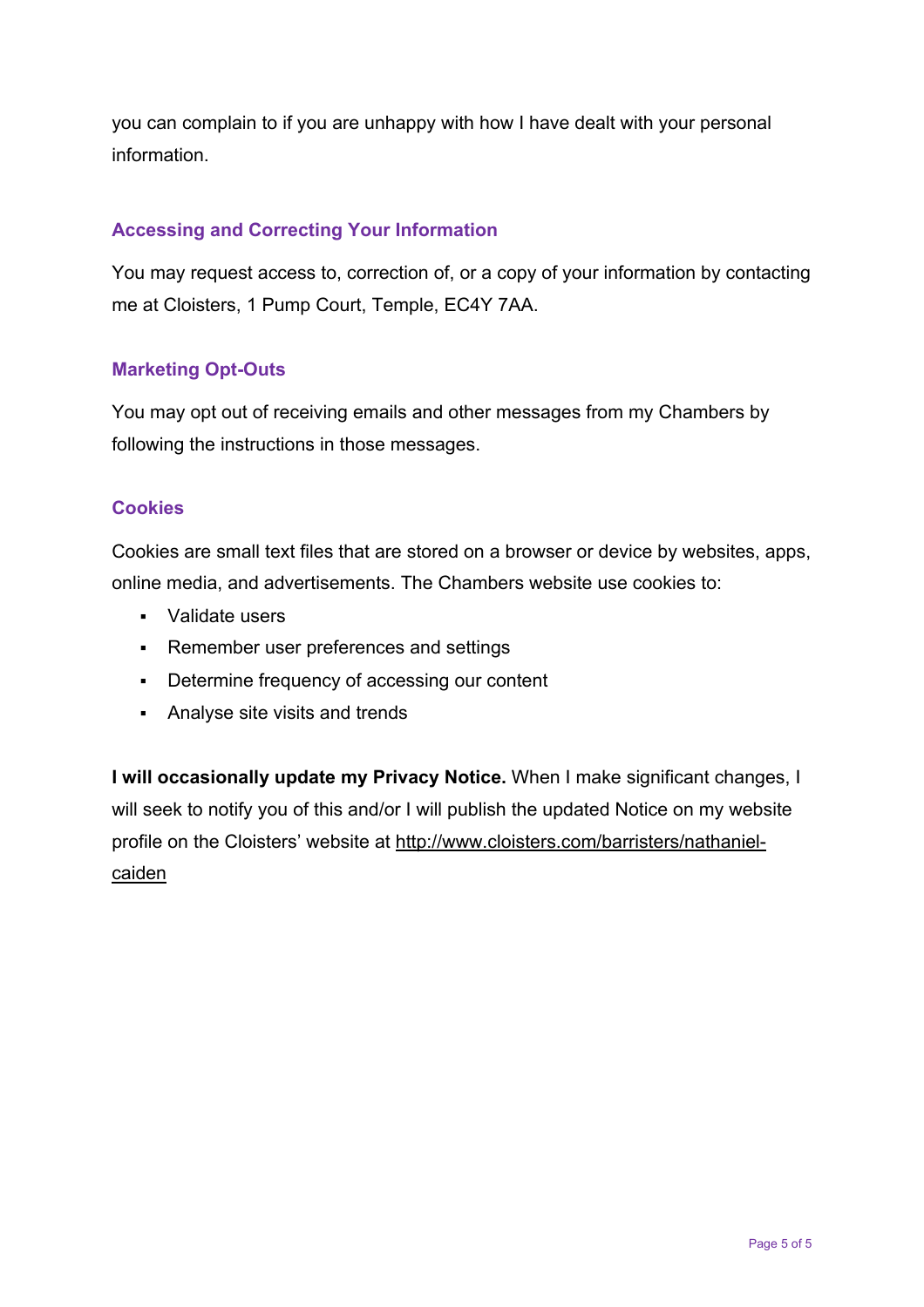you can complain to if you are unhappy with how I have dealt with your personal information.

## Accessing and Correcting Your Information

You may request access to, correction of, or a copy of your information by contacting me at Cloisters, 1 Pump Court, Temple, EC4Y 7AA.

## Marketing Opt-Outs

You may opt out of receiving emails and other messages from my Chambers by following the instructions in those messages.

## Cookies

Cookies are small text files that are stored on a browser or device by websites, apps, online media, and advertisements. The Chambers website use cookies to:

- Validate users
- Remember user preferences and settings
- Determine frequency of accessing our content
- Analyse site visits and trends

**I will occasionally update my Privacy Notice.** When I make significant changes, I will seek to notify you of this and/or I will publish the updated Notice on my website profile on the Cloisters' website at http://www.cloisters.com/barristers/nathaniel-caiden